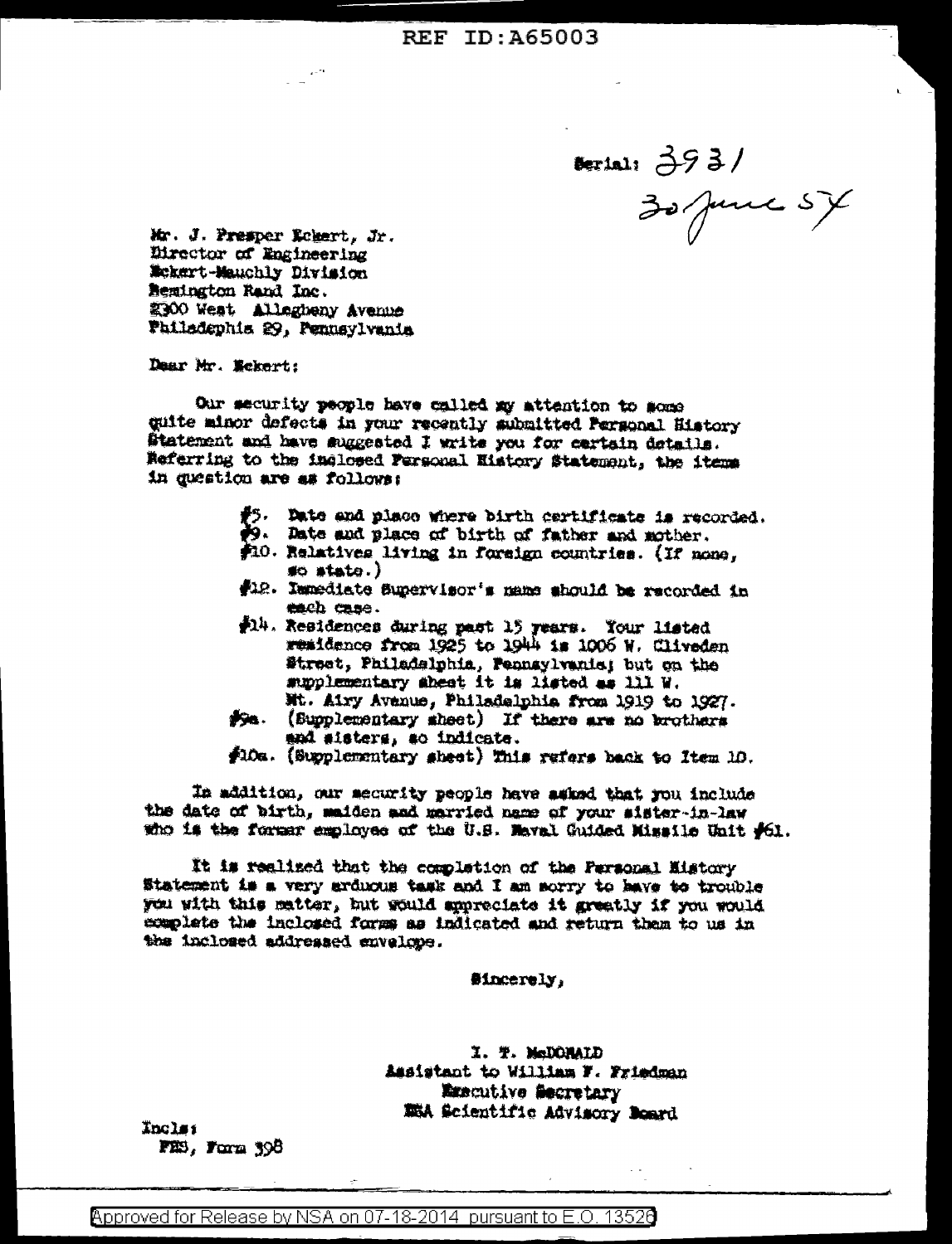REF ID:A65003

Serial: 3931
30 June 54

Mr. J. Presper Eckert, Jr.
Director of Engineering
Eckert-Mauchly Division
Remington Rand Inc.
2300 West Allegheny Avenue
Philadephia 29, Pennsylvania

Dear Mr. Eckert:

Our security people have called my attention to some quite minor defects in your recently submitted Personal History Statement and have suggested I write you for certain details. Referring to the inclosed Personal History Statement, the items in question are as follows:

- #5. Date and place where birth certificate is recorded.
- #9. Date and place of birth of father and mother.
- #10. Relatives living in foreign countries. (If none, so state.)
- #12. Immediate Supervisor's name should be recorded in each case.
- #14. Residences during past 15 years. Your listed residence from 1925 to 1944 is 1006 W. Cliveden Street, Philadelphia, Pennsylvania; but on the supplementary sheet it is listed as 111 W. Mt. Airy Avenue, Philadelphia from 1919 to 1927.
- #9a. (Supplementary sheet) If there are no brothers and sisters, so indicate.
- #10a. (Supplementary sheet) This refers back to Item 10.

In addition, our security people have asked that you include the date of birth, maiden and married name of your sister-in-law who is the former employee of the U.S. Naval Guided Missile Unit #61.

It is realized that the completion of the Personal History Statement is a very arduous task and I am sorry to have to trouble you with this matter, but would appreciate it greatly if you would complete the inclosed forms as indicated and return them to us in the inclosed addressed envelope.

Sincerely,

I. T. McDONALD
Assistant to William F. Friedman
Executive Secretary
NSA Scientific Advisory Board

Incls:
PHS, Form 398

Approved for Release by NSA on 07-18-2014 pursuant to E.O. 13526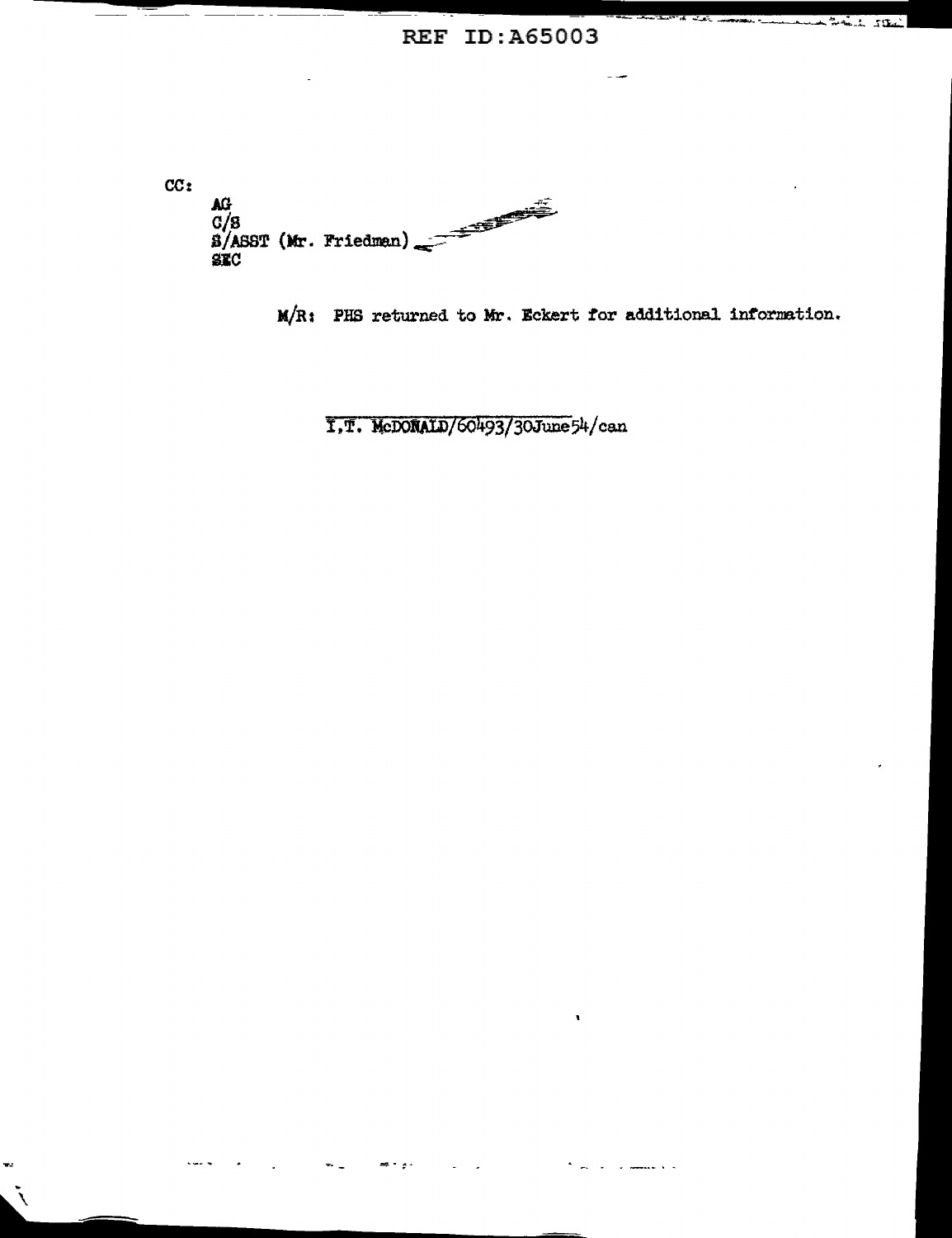REF ID:A65003

CC:

AG
C/S
S/ASST (Mr. Friedman)
SEC

M/R: PHS returned to Mr. Eckert for additional information.

I.T. McDONALD/60493/30June54/can